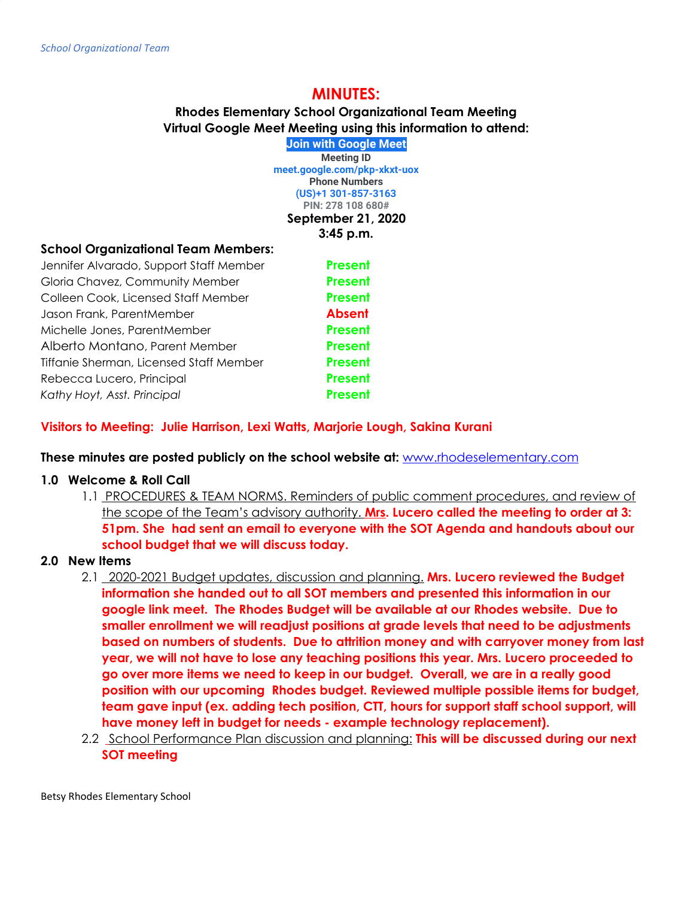# MINUTES:

**Rhodes Elementary School Organizational Team Meeting**
**Virtual Google Meet Meeting using this information to attend:**

**Join with Google Meet**
**Meeting ID**
**meet.google.com/pkp-xkxt-uox**
**Phone Numbers**
**(US)+1 301-857-3163**
**PIN: 278 108 680#**

**September 21, 2020**
**3:45 p.m.**

**School Organizational Team Members:**

| | |
|---|---|
| Jennifer Alvarado, Support Staff Member | **Present** |
| Gloria Chavez, Community Member | **Present** |
| Colleen Cook, Licensed Staff Member | **Present** |
| Jason Frank, ParentMember | **Absent** |
| Michelle Jones, ParentMember | **Present** |
| Alberto Montano, Parent Member | **Present** |
| Tiffanie Sherman, Licensed Staff Member | **Present** |
| Rebecca Lucero, Principal | **Present** |
| *Kathy Hoyt, Asst. Principal* | **Present** |

**Visitors to Meeting: Julie Harrison, Lexi Watts, Marjorie Lough, Sakina Kurani**

**These minutes are posted publicly on the school website at:** www.rhodeselementary.com

**1.0 Welcome & Roll Call**

1.1 PROCEDURES & TEAM NORMS. Reminders of public comment procedures, and review of the scope of the Team's advisory authority. **Mrs. Lucero called the meeting to order at 3:51pm. She had sent an email to everyone with the SOT Agenda and handouts about our school budget that we will discuss today.**

**2.0 New Items**

2.1 2020-2021 Budget updates, discussion and planning. **Mrs. Lucero reviewed the Budget information she handed out to all SOT members and presented this information in our google link meet. The Rhodes Budget will be available at our Rhodes website. Due to smaller enrollment we will readjust positions at grade levels that need to be adjustments based on numbers of students. Due to attrition money and with carryover money from last year, we will not have to lose any teaching positions this year. Mrs. Lucero proceeded to go over more items we need to keep in our budget. Overall, we are in a really good position with our upcoming Rhodes budget. Reviewed multiple possible items for budget, team gave input (ex. adding tech position, CTT, hours for support staff school support, will have money left in budget for needs - example technology replacement).**

2.2 School Performance Plan discussion and planning: **This will be discussed during our next SOT meeting**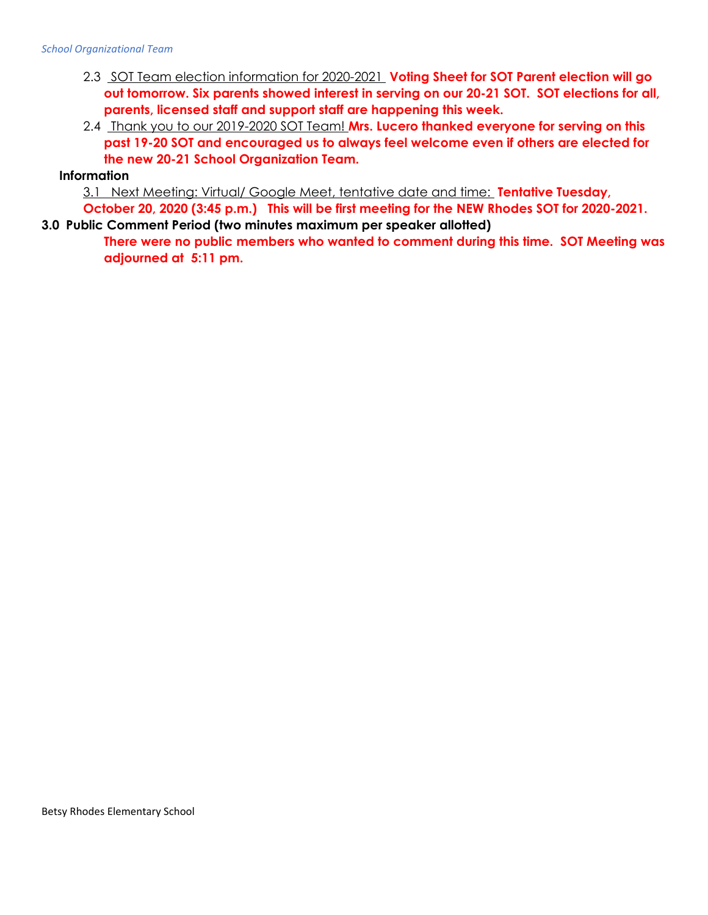2.3 SOT Team election information for 2020-2021 **Voting Sheet for SOT Parent election will go out tomorrow. Six parents showed interest in serving on our 20-21 SOT. SOT elections for all, parents, licensed staff and support staff are happening this week.**

2.4 Thank you to our 2019-2020 SOT Team! **Mrs. Lucero thanked everyone for serving on this past 19-20 SOT and encouraged us to always feel welcome even if others are elected for the new 20-21 School Organization Team.**

**Information**

3.1 Next Meeting: Virtual/ Google Meet, tentative date and time: **Tentative Tuesday, October 20, 2020 (3:45 p.m.) This will be first meeting for the NEW Rhodes SOT for 2020-2021.**

**3.0 Public Comment Period (two minutes maximum per speaker allotted)**

**There were no public members who wanted to comment during this time. SOT Meeting was adjourned at 5:11 pm.**